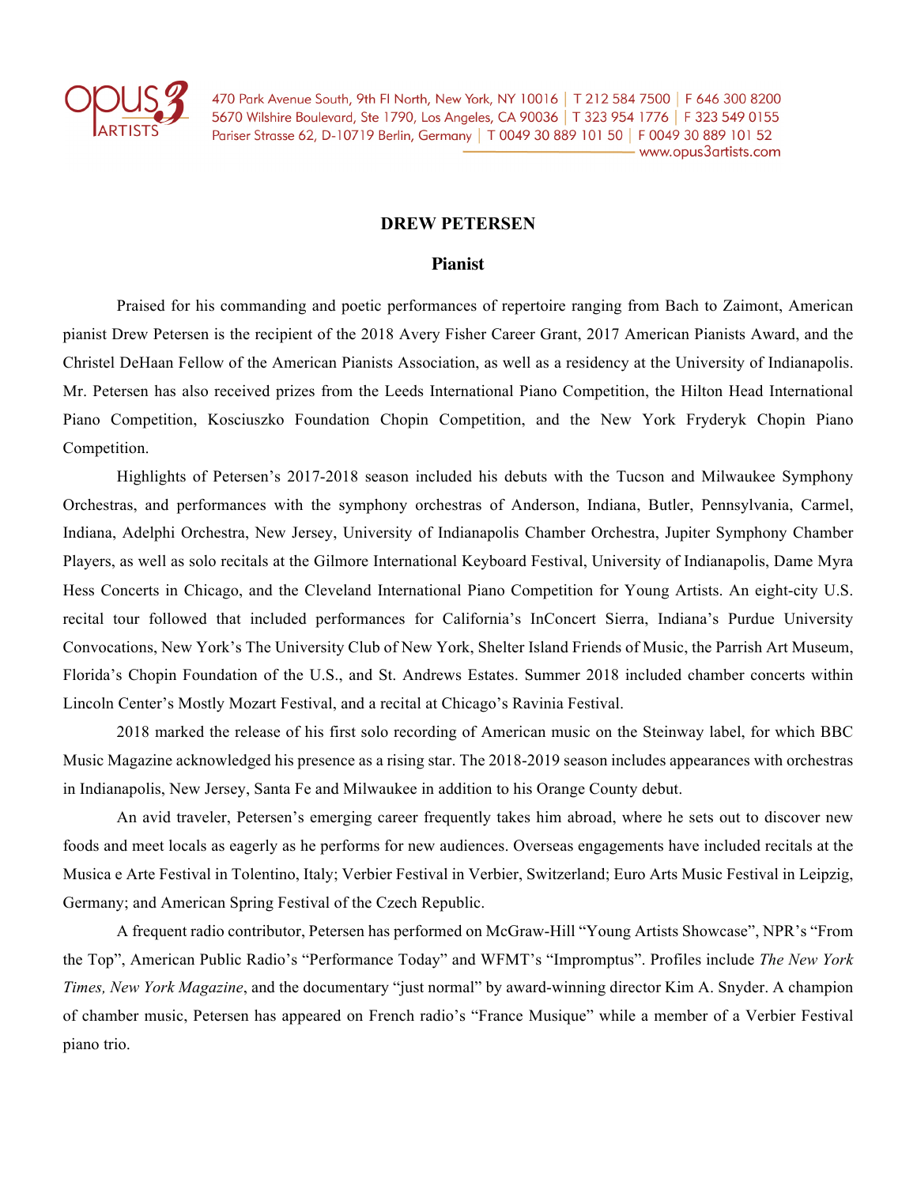opus 3 ARTISTS

470 Park Avenue South, 9th Fl North, New York, NY 10016 | T 212 584 7500 | F 646 300 8200
5670 Wilshire Boulevard, Ste 1790, Los Angeles, CA 90036 | T 323 954 1776 | F 323 549 0155
Pariser Strasse 62, D-10719 Berlin, Germany | T 0049 30 889 101 50 | F 0049 30 889 101 52
www.opus3artists.com

# DREW PETERSEN

## Pianist

Praised for his commanding and poetic performances of repertoire ranging from Bach to Zaimont, American pianist Drew Petersen is the recipient of the 2018 Avery Fisher Career Grant, 2017 American Pianists Award, and the Christel DeHaan Fellow of the American Pianists Association, as well as a residency at the University of Indianapolis. Mr. Petersen has also received prizes from the Leeds International Piano Competition, the Hilton Head International Piano Competition, Kosciuszko Foundation Chopin Competition, and the New York Fryderyk Chopin Piano Competition.

Highlights of Petersen's 2017-2018 season included his debuts with the Tucson and Milwaukee Symphony Orchestras, and performances with the symphony orchestras of Anderson, Indiana, Butler, Pennsylvania, Carmel, Indiana, Adelphi Orchestra, New Jersey, University of Indianapolis Chamber Orchestra, Jupiter Symphony Chamber Players, as well as solo recitals at the Gilmore International Keyboard Festival, University of Indianapolis, Dame Myra Hess Concerts in Chicago, and the Cleveland International Piano Competition for Young Artists. An eight-city U.S. recital tour followed that included performances for California's InConcert Sierra, Indiana's Purdue University Convocations, New York's The University Club of New York, Shelter Island Friends of Music, the Parrish Art Museum, Florida's Chopin Foundation of the U.S., and St. Andrews Estates. Summer 2018 included chamber concerts within Lincoln Center's Mostly Mozart Festival, and a recital at Chicago's Ravinia Festival.

2018 marked the release of his first solo recording of American music on the Steinway label, for which BBC Music Magazine acknowledged his presence as a rising star. The 2018-2019 season includes appearances with orchestras in Indianapolis, New Jersey, Santa Fe and Milwaukee in addition to his Orange County debut.

An avid traveler, Petersen's emerging career frequently takes him abroad, where he sets out to discover new foods and meet locals as eagerly as he performs for new audiences. Overseas engagements have included recitals at the Musica e Arte Festival in Tolentino, Italy; Verbier Festival in Verbier, Switzerland; Euro Arts Music Festival in Leipzig, Germany; and American Spring Festival of the Czech Republic.

A frequent radio contributor, Petersen has performed on McGraw-Hill "Young Artists Showcase", NPR's "From the Top", American Public Radio's "Performance Today" and WFMT's "Impromptus". Profiles include *The New York Times, New York Magazine*, and the documentary "just normal" by award-winning director Kim A. Snyder. A champion of chamber music, Petersen has appeared on French radio's "France Musique" while a member of a Verbier Festival piano trio.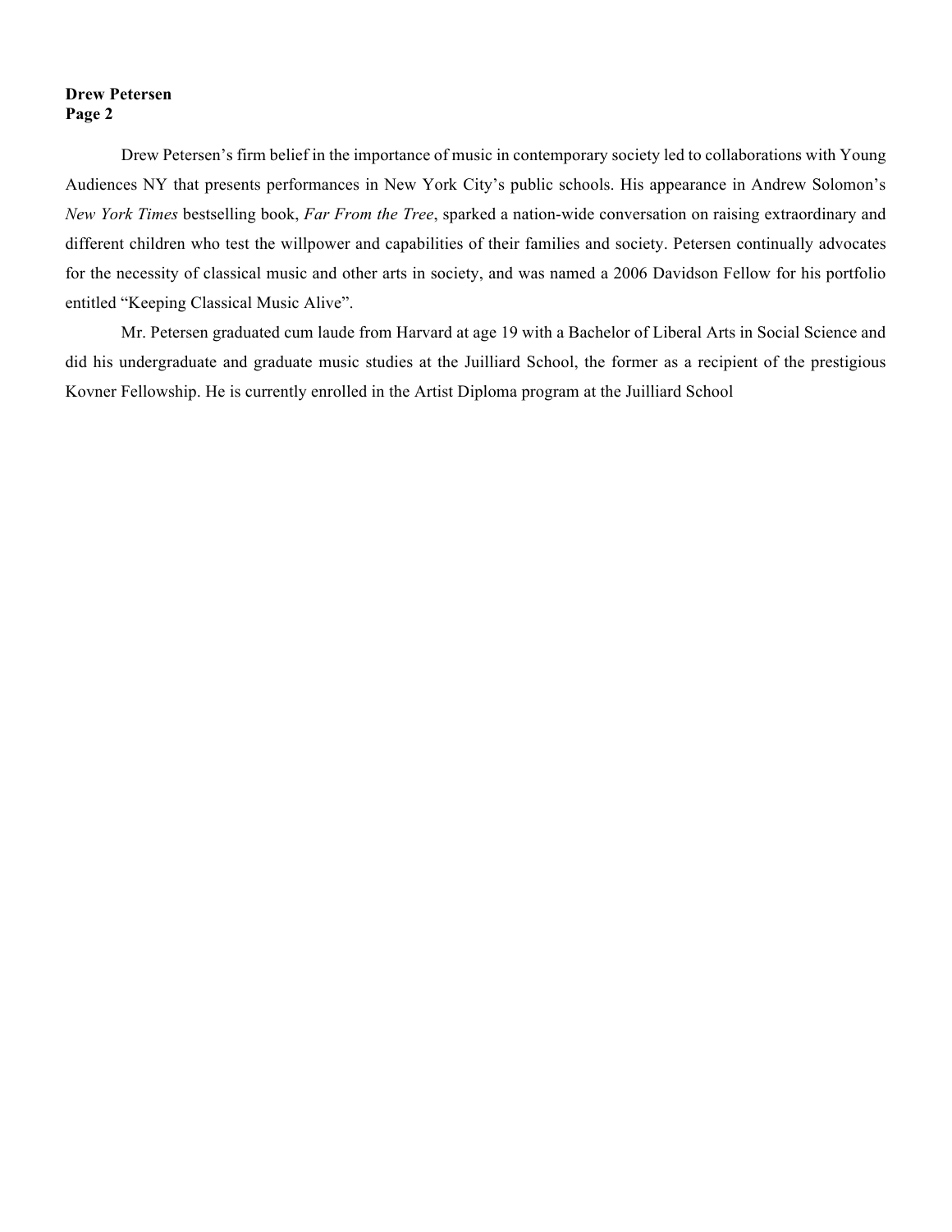Drew Petersen's firm belief in the importance of music in contemporary society led to collaborations with Young Audiences NY that presents performances in New York City's public schools. His appearance in Andrew Solomon's *New York Times* bestselling book, *Far From the Tree*, sparked a nation-wide conversation on raising extraordinary and different children who test the willpower and capabilities of their families and society. Petersen continually advocates for the necessity of classical music and other arts in society, and was named a 2006 Davidson Fellow for his portfolio entitled "Keeping Classical Music Alive".

Mr. Petersen graduated cum laude from Harvard at age 19 with a Bachelor of Liberal Arts in Social Science and did his undergraduate and graduate music studies at the Juilliard School, the former as a recipient of the prestigious Kovner Fellowship. He is currently enrolled in the Artist Diploma program at the Juilliard School